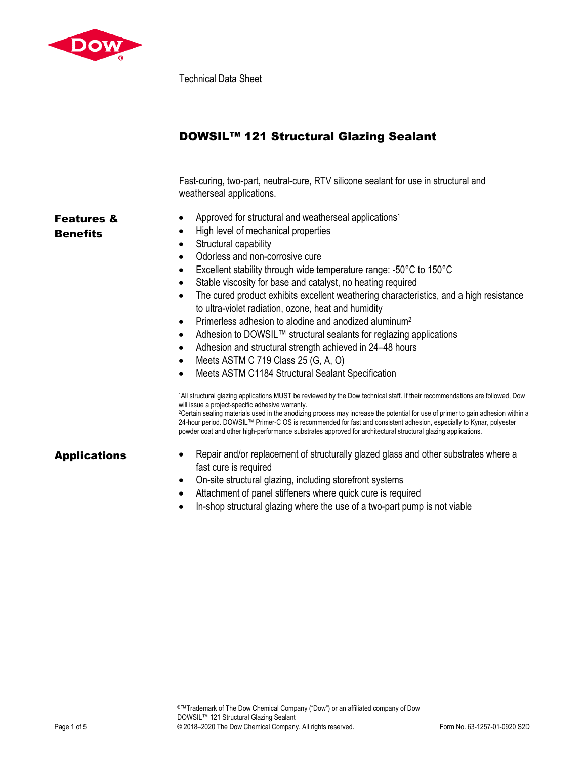Technical Data Sheet

# DOWSIL™ 121 Structural Glazing Sealant

Fast-curing, two-part, neutral-cure, RTV silicone sealant for use in structural and weatherseal applications.

## Features & Benefits

- Approved for structural and weatherseal applications[1]
- High level of mechanical properties
- Structural capability
- Odorless and non-corrosive cure
- Excellent stability through wide temperature range: -50°C to 150°C
- Stable viscosity for base and catalyst, no heating required
- The cured product exhibits excellent weathering characteristics, and a high resistance to ultra-violet radiation, ozone, heat and humidity
- Primerless adhesion to alodine and anodized aluminum[2]
- Adhesion to DOWSIL™ structural sealants for reglazing applications
- Adhesion and structural strength achieved in 24–48 hours
- Meets ASTM C 719 Class 25 (G, A, O)
- Meets ASTM C1184 Structural Sealant Specification

[1]All structural glazing applications MUST be reviewed by the Dow technical staff. If their recommendations are followed, Dow will issue a project-specific adhesive warranty.
[2]Certain sealing materials used in the anodizing process may increase the potential for use of primer to gain adhesion within a 24-hour period. DOWSIL™ Primer-C OS is recommended for fast and consistent adhesion, especially to Kynar, polyester powder coat and other high-performance substrates approved for architectural structural glazing applications.

## Applications

- Repair and/or replacement of structurally glazed glass and other substrates where a fast cure is required
- On-site structural glazing, including storefront systems
- Attachment of panel stiffeners where quick cure is required
- In-shop structural glazing where the use of a two-part pump is not viable

®™Trademark of The Dow Chemical Company ("Dow") or an affiliated company of Dow
DOWSIL™ 121 Structural Glazing Sealant
© 2018–2020 The Dow Chemical Company. All rights reserved.

Form No. 63-1257-01-0920 S2D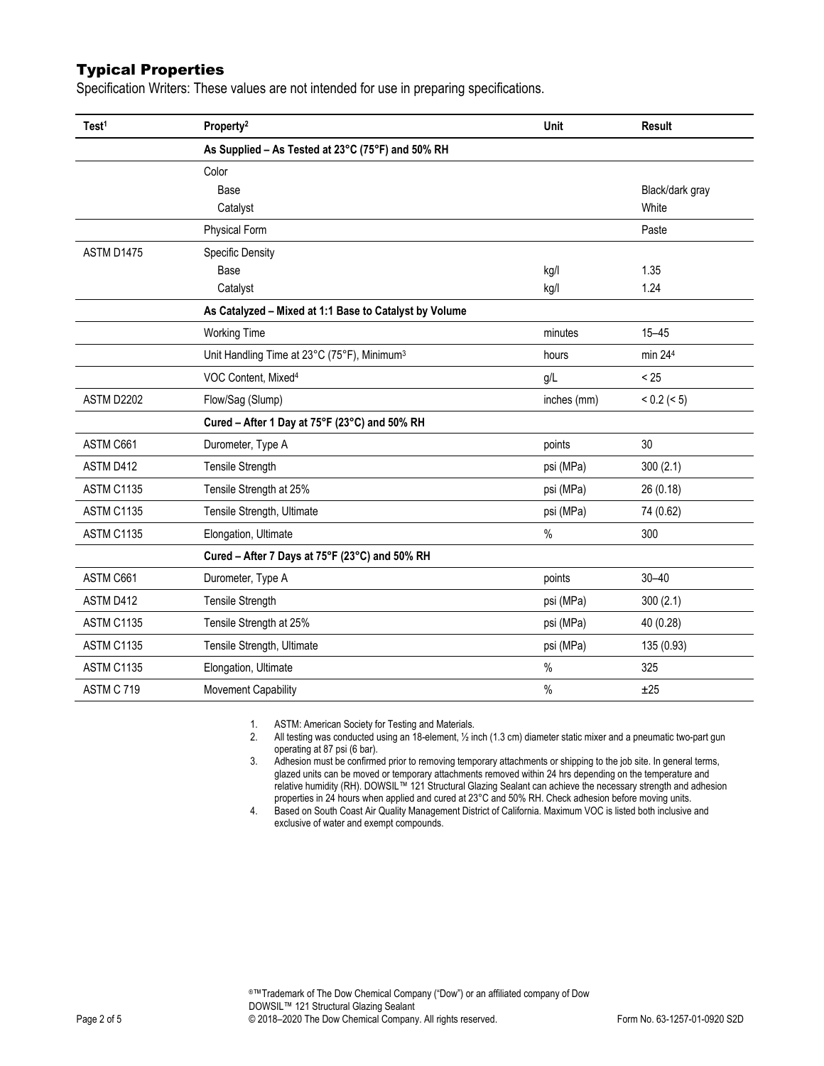## Typical Properties

Specification Writers: These values are not intended for use in preparing specifications.

| Test[1] | Property[2] | Unit | Result |
|---|---|---|---|
| | **As Supplied – As Tested at 23°C (75°F) and 50% RH** | | |
| | Color | | |
| | Base | | Black/dark gray |
| | Catalyst | | White |
| | Physical Form | | Paste |
| ASTM D1475 | Specific Density | | |
| | Base | kg/l | 1.35 |
| | Catalyst | kg/l | 1.24 |
| | **As Catalyzed – Mixed at 1:1 Base to Catalyst by Volume** | | |
| | Working Time | minutes | 15–45 |
| | Unit Handling Time at 23°C (75°F), Minimum[3] | hours | min 24[4] |
| | VOC Content, Mixed[4] | g/L | < 25 |
| ASTM D2202 | Flow/Sag (Slump) | inches (mm) | < 0.2 (< 5) |
| | **Cured – After 1 Day at 75°F (23°C) and 50% RH** | | |
| ASTM C661 | Durometer, Type A | points | 30 |
| ASTM D412 | Tensile Strength | psi (MPa) | 300 (2.1) |
| ASTM C1135 | Tensile Strength at 25% | psi (MPa) | 26 (0.18) |
| ASTM C1135 | Tensile Strength, Ultimate | psi (MPa) | 74 (0.62) |
| ASTM C1135 | Elongation, Ultimate | % | 300 |
| | **Cured – After 7 Days at 75°F (23°C) and 50% RH** | | |
| ASTM C661 | Durometer, Type A | points | 30–40 |
| ASTM D412 | Tensile Strength | psi (MPa) | 300 (2.1) |
| ASTM C1135 | Tensile Strength at 25% | psi (MPa) | 40 (0.28) |
| ASTM C1135 | Tensile Strength, Ultimate | psi (MPa) | 135 (0.93) |
| ASTM C1135 | Elongation, Ultimate | % | 325 |
| ASTM C 719 | Movement Capability | % | ±25 |

1. ASTM: American Society for Testing and Materials.
2. All testing was conducted using an 18-element, ½ inch (1.3 cm) diameter static mixer and a pneumatic two-part gun operating at 87 psi (6 bar).
3. Adhesion must be confirmed prior to removing temporary attachments or shipping to the job site. In general terms, glazed units can be moved or temporary attachments removed within 24 hrs depending on the temperature and relative humidity (RH). DOWSIL™ 121 Structural Glazing Sealant can achieve the necessary strength and adhesion properties in 24 hours when applied and cured at 23°C and 50% RH. Check adhesion before moving units.
4. Based on South Coast Air Quality Management District of California. Maximum VOC is listed both inclusive and exclusive of water and exempt compounds.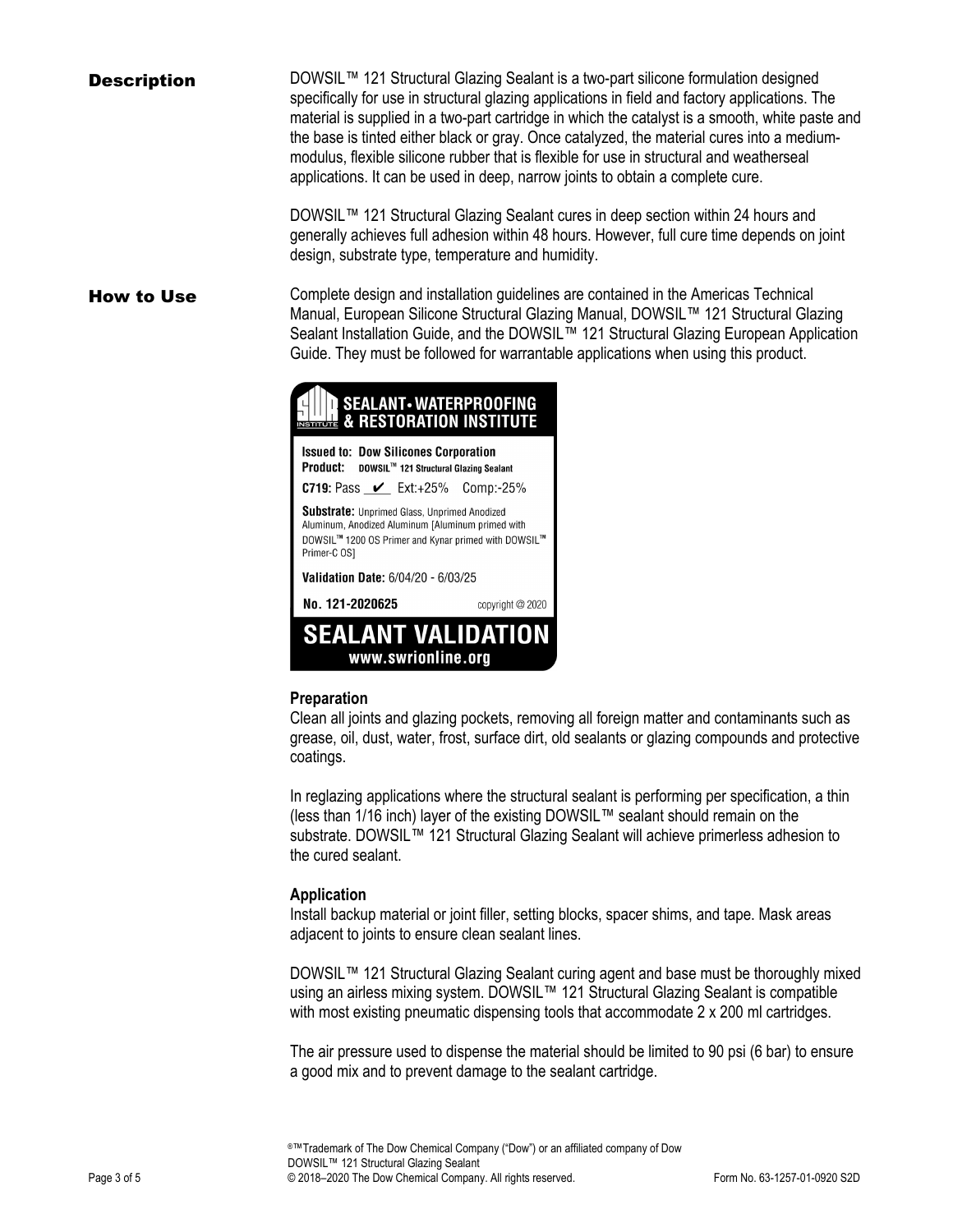## Description

DOWSIL™ 121 Structural Glazing Sealant is a two-part silicone formulation designed specifically for use in structural glazing applications in field and factory applications. The material is supplied in a two-part cartridge in which the catalyst is a smooth, white paste and the base is tinted either black or gray. Once catalyzed, the material cures into a medium-modulus, flexible silicone rubber that is flexible for use in structural and weatherseal applications. It can be used in deep, narrow joints to obtain a complete cure.

DOWSIL™ 121 Structural Glazing Sealant cures in deep section within 24 hours and generally achieves full adhesion within 48 hours. However, full cure time depends on joint design, substrate type, temperature and humidity.

## How to Use

Complete design and installation guidelines are contained in the Americas Technical Manual, European Silicone Structural Glazing Manual, DOWSIL™ 121 Structural Glazing Sealant Installation Guide, and the DOWSIL™ 121 Structural Glazing European Application Guide. They must be followed for warrantable applications when using this product.

**SEALANT • WATERPROOFING & RESTORATION INSTITUTE**

**Issued to:** Dow Silicones Corporation
**Product:** DOWSIL™ 121 Structural Glazing Sealant
**C719:** Pass ✔ Ext:+25% Comp:-25%
**Substrate:** Unprimed Glass, Unprimed Anodized Aluminum, Anodized Aluminum [Aluminum primed with DOWSIL™ 1200 OS Primer and Kynar primed with DOWSIL™ Primer-C OS]
**Validation Date:** 6/04/20 - 6/03/25
**No. 121-2020625** copyright @ 2020
**SEALANT VALIDATION**
www.swrionline.org

### Preparation

Clean all joints and glazing pockets, removing all foreign matter and contaminants such as grease, oil, dust, water, frost, surface dirt, old sealants or glazing compounds and protective coatings.

In reglazing applications where the structural sealant is performing per specification, a thin (less than 1/16 inch) layer of the existing DOWSIL™ sealant should remain on the substrate. DOWSIL™ 121 Structural Glazing Sealant will achieve primerless adhesion to the cured sealant.

### Application

Install backup material or joint filler, setting blocks, spacer shims, and tape. Mask areas adjacent to joints to ensure clean sealant lines.

DOWSIL™ 121 Structural Glazing Sealant curing agent and base must be thoroughly mixed using an airless mixing system. DOWSIL™ 121 Structural Glazing Sealant is compatible with most existing pneumatic dispensing tools that accommodate 2 x 200 ml cartridges.

The air pressure used to dispense the material should be limited to 90 psi (6 bar) to ensure a good mix and to prevent damage to the sealant cartridge.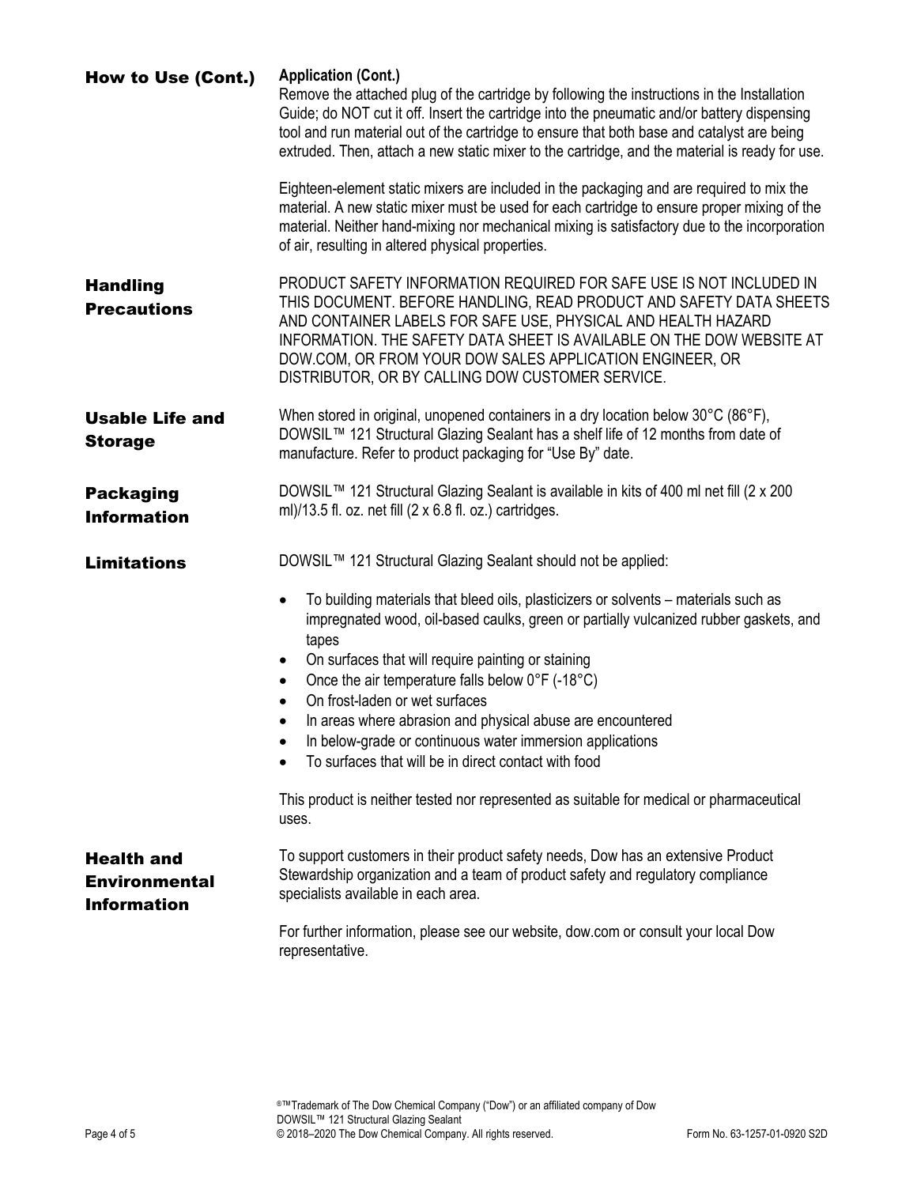## How to Use (Cont.)

**Application (Cont.)**

Remove the attached plug of the cartridge by following the instructions in the Installation Guide; do NOT cut it off. Insert the cartridge into the pneumatic and/or battery dispensing tool and run material out of the cartridge to ensure that both base and catalyst are being extruded. Then, attach a new static mixer to the cartridge, and the material is ready for use.

Eighteen-element static mixers are included in the packaging and are required to mix the material. A new static mixer must be used for each cartridge to ensure proper mixing of the material. Neither hand-mixing nor mechanical mixing is satisfactory due to the incorporation of air, resulting in altered physical properties.

## Handling Precautions

PRODUCT SAFETY INFORMATION REQUIRED FOR SAFE USE IS NOT INCLUDED IN THIS DOCUMENT. BEFORE HANDLING, READ PRODUCT AND SAFETY DATA SHEETS AND CONTAINER LABELS FOR SAFE USE, PHYSICAL AND HEALTH HAZARD INFORMATION. THE SAFETY DATA SHEET IS AVAILABLE ON THE DOW WEBSITE AT DOW.COM, OR FROM YOUR DOW SALES APPLICATION ENGINEER, OR DISTRIBUTOR, OR BY CALLING DOW CUSTOMER SERVICE.

## Usable Life and Storage

When stored in original, unopened containers in a dry location below 30°C (86°F), DOWSIL™ 121 Structural Glazing Sealant has a shelf life of 12 months from date of manufacture. Refer to product packaging for "Use By" date.

## Packaging Information

DOWSIL™ 121 Structural Glazing Sealant is available in kits of 400 ml net fill (2 x 200 ml)/13.5 fl. oz. net fill (2 x 6.8 fl. oz.) cartridges.

## Limitations

DOWSIL™ 121 Structural Glazing Sealant should not be applied:

- To building materials that bleed oils, plasticizers or solvents – materials such as impregnated wood, oil-based caulks, green or partially vulcanized rubber gaskets, and tapes
- On surfaces that will require painting or staining
- Once the air temperature falls below 0°F (-18°C)
- On frost-laden or wet surfaces
- In areas where abrasion and physical abuse are encountered
- In below-grade or continuous water immersion applications
- To surfaces that will be in direct contact with food

This product is neither tested nor represented as suitable for medical or pharmaceutical uses.

## Health and Environmental Information

To support customers in their product safety needs, Dow has an extensive Product Stewardship organization and a team of product safety and regulatory compliance specialists available in each area.

For further information, please see our website, dow.com or consult your local Dow representative.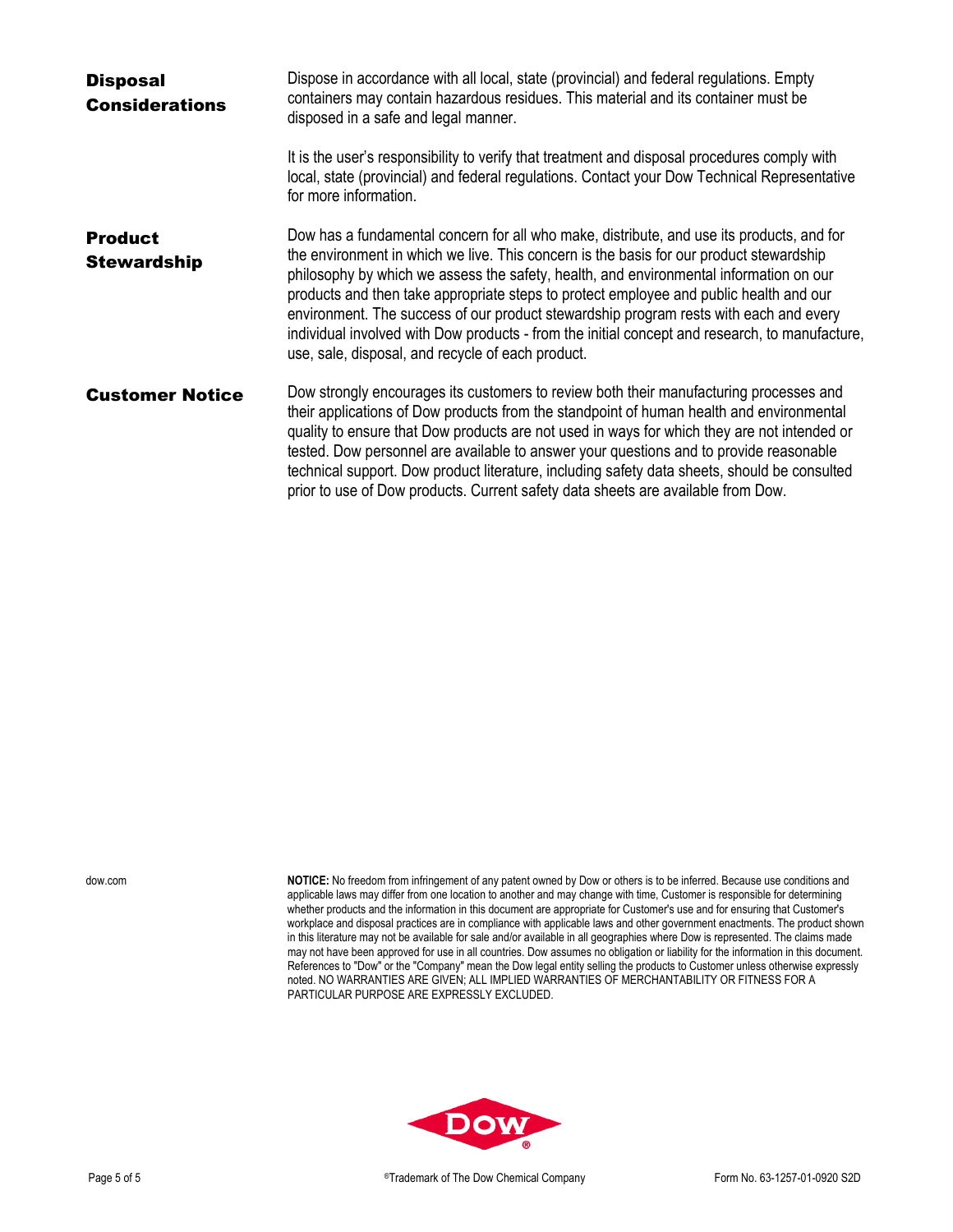## Disposal Considerations

Dispose in accordance with all local, state (provincial) and federal regulations. Empty containers may contain hazardous residues. This material and its container must be disposed in a safe and legal manner.

It is the user's responsibility to verify that treatment and disposal procedures comply with local, state (provincial) and federal regulations. Contact your Dow Technical Representative for more information.

## Product Stewardship

Dow has a fundamental concern for all who make, distribute, and use its products, and for the environment in which we live. This concern is the basis for our product stewardship philosophy by which we assess the safety, health, and environmental information on our products and then take appropriate steps to protect employee and public health and our environment. The success of our product stewardship program rests with each and every individual involved with Dow products - from the initial concept and research, to manufacture, use, sale, disposal, and recycle of each product.

## Customer Notice

Dow strongly encourages its customers to review both their manufacturing processes and their applications of Dow products from the standpoint of human health and environmental quality to ensure that Dow products are not used in ways for which they are not intended or tested. Dow personnel are available to answer your questions and to provide reasonable technical support. Dow product literature, including safety data sheets, should be consulted prior to use of Dow products. Current safety data sheets are available from Dow.

dow.com

**NOTICE:** No freedom from infringement of any patent owned by Dow or others is to be inferred. Because use conditions and applicable laws may differ from one location to another and may change with time, Customer is responsible for determining whether products and the information in this document are appropriate for Customer's use and for ensuring that Customer's workplace and disposal practices are in compliance with applicable laws and other government enactments. The product shown in this literature may not be available for sale and/or available in all geographies where Dow is represented. The claims made may not have been approved for use in all countries. Dow assumes no obligation or liability for the information in this document. References to "Dow" or the "Company" mean the Dow legal entity selling the products to Customer unless otherwise expressly noted. NO WARRANTIES ARE GIVEN; ALL IMPLIED WARRANTIES OF MERCHANTABILITY OR FITNESS FOR A PARTICULAR PURPOSE ARE EXPRESSLY EXCLUDED.

®Trademark of The Dow Chemical Company

Form No. 63-1257-01-0920 S2D